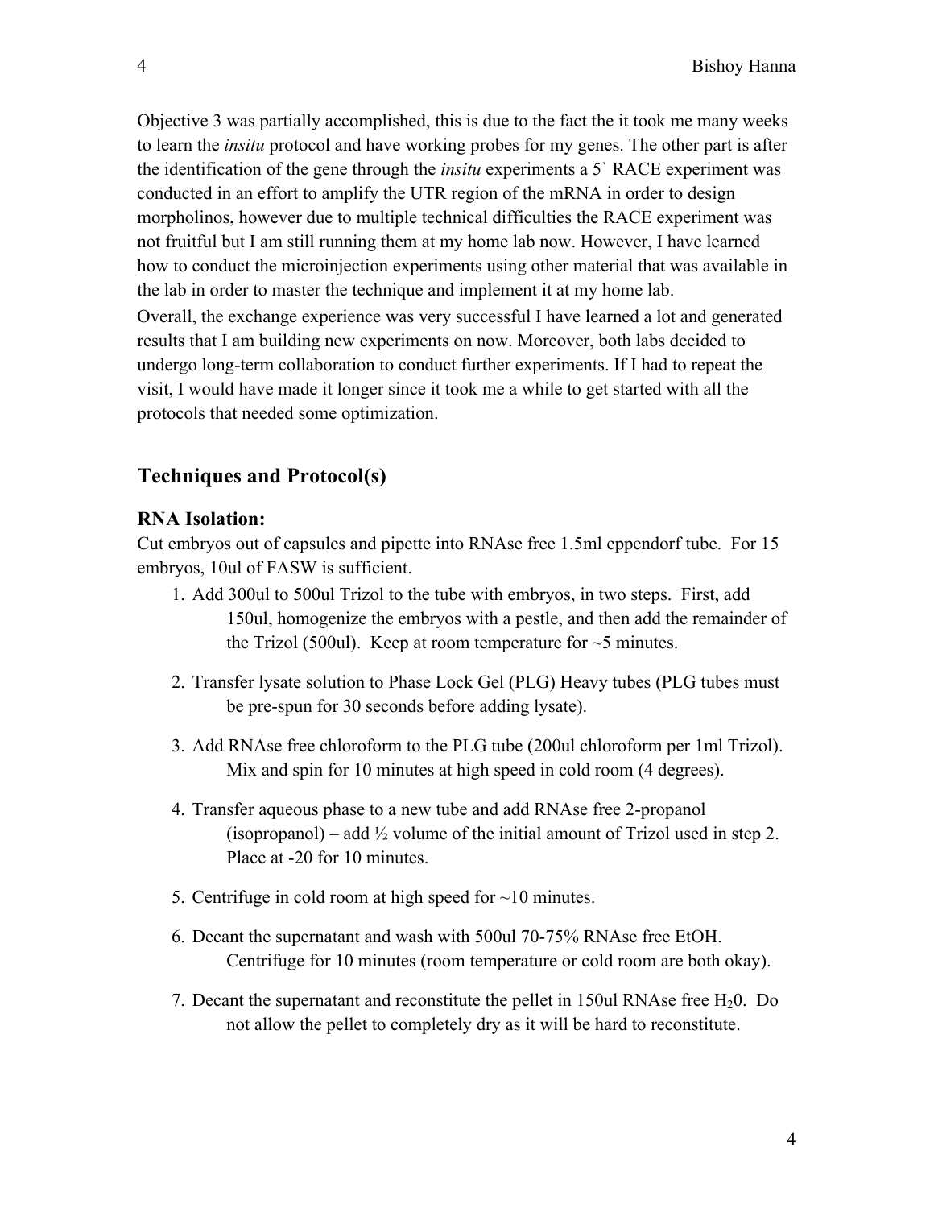Objective 3 was partially accomplished, this is due to the fact the it took me many weeks to learn the *insitu* protocol and have working probes for my genes. The other part is after the identification of the gene through the *insitu* experiments a 5` RACE experiment was conducted in an effort to amplify the UTR region of the mRNA in order to design morpholinos, however due to multiple technical difficulties the RACE experiment was not fruitful but I am still running them at my home lab now. However, I have learned how to conduct the microinjection experiments using other material that was available in the lab in order to master the technique and implement it at my home lab.

Overall, the exchange experience was very successful I have learned a lot and generated results that I am building new experiments on now. Moreover, both labs decided to undergo long-term collaboration to conduct further experiments. If I had to repeat the visit, I would have made it longer since it took me a while to get started with all the protocols that needed some optimization.

## Techniques and Protocol(s)

### RNA Isolation:

Cut embryos out of capsules and pipette into RNAse free 1.5ml eppendorf tube. For 15 embryos, 10ul of FASW is sufficient.

1. Add 300ul to 500ul Trizol to the tube with embryos, in two steps. First, add 150ul, homogenize the embryos with a pestle, and then add the remainder of the Trizol (500ul). Keep at room temperature for ~5 minutes.
2. Transfer lysate solution to Phase Lock Gel (PLG) Heavy tubes (PLG tubes must be pre-spun for 30 seconds before adding lysate).
3. Add RNAse free chloroform to the PLG tube (200ul chloroform per 1ml Trizol). Mix and spin for 10 minutes at high speed in cold room (4 degrees).
4. Transfer aqueous phase to a new tube and add RNAse free 2-propanol (isopropanol) – add ½ volume of the initial amount of Trizol used in step 2. Place at -20 for 10 minutes.
5. Centrifuge in cold room at high speed for ~10 minutes.
6. Decant the supernatant and wash with 500ul 70-75% RNAse free EtOH. Centrifuge for 10 minutes (room temperature or cold room are both okay).
7. Decant the supernatant and reconstitute the pellet in 150ul RNAse free $H_20$. Do not allow the pellet to completely dry as it will be hard to reconstitute.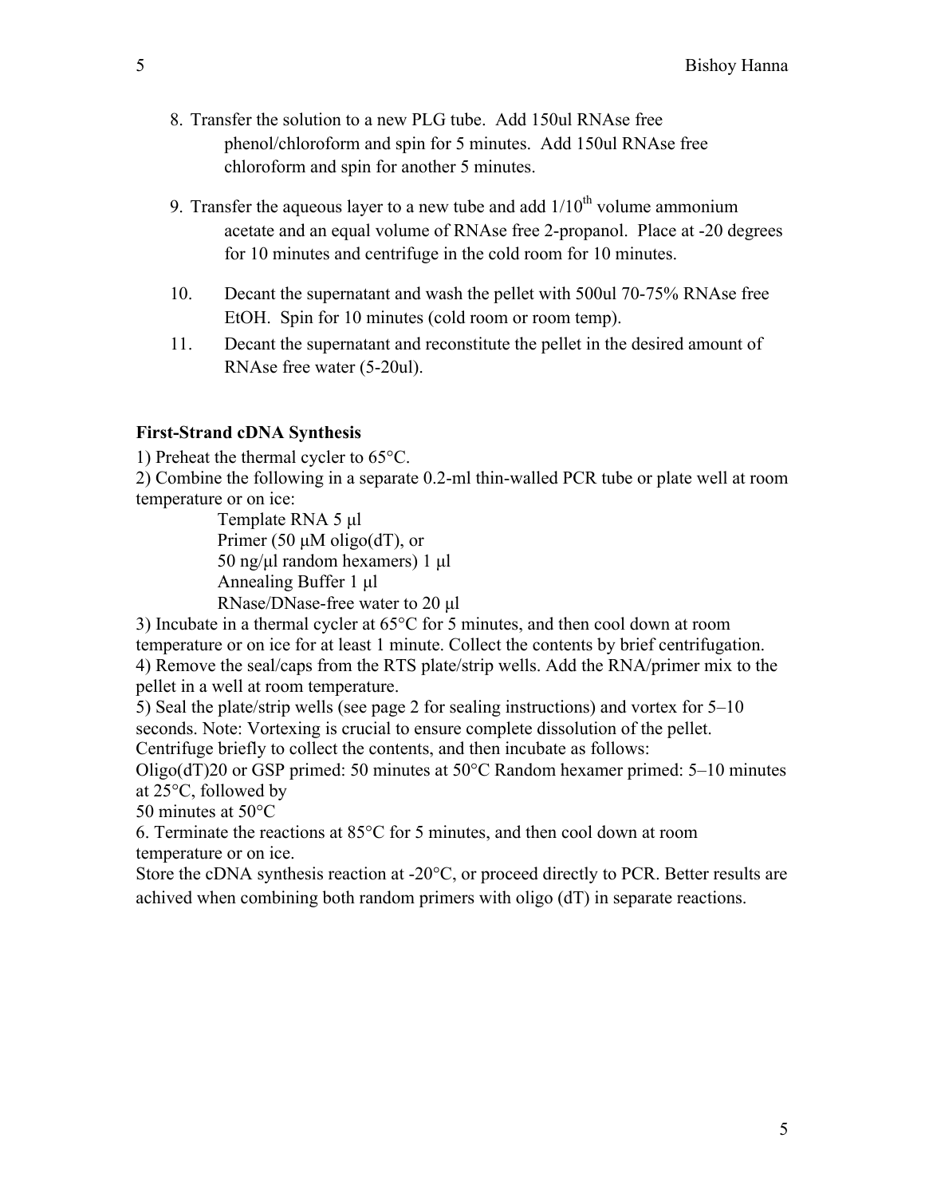8. Transfer the solution to a new PLG tube. Add 150ul RNAse free phenol/chloroform and spin for 5 minutes. Add 150ul RNAse free chloroform and spin for another 5 minutes.

9. Transfer the aqueous layer to a new tube and add 1/10$^{th}$ volume ammonium acetate and an equal volume of RNAse free 2-propanol. Place at -20 degrees for 10 minutes and centrifuge in the cold room for 10 minutes.

10. Decant the supernatant and wash the pellet with 500ul 70-75% RNAse free EtOH. Spin for 10 minutes (cold room or room temp).

11. Decant the supernatant and reconstitute the pellet in the desired amount of RNAse free water (5-20ul).

**First-Strand cDNA Synthesis**

1) Preheat the thermal cycler to 65°C.
2) Combine the following in a separate 0.2-ml thin-walled PCR tube or plate well at room temperature or on ice:

Template RNA 5 µl
Primer (50 µM oligo(dT), or
50 ng/µl random hexamers) 1 µl
Annealing Buffer 1 µl
RNase/DNase-free water to 20 µl

3) Incubate in a thermal cycler at 65°C for 5 minutes, and then cool down at room temperature or on ice for at least 1 minute. Collect the contents by brief centrifugation.
4) Remove the seal/caps from the RTS plate/strip wells. Add the RNA/primer mix to the pellet in a well at room temperature.
5) Seal the plate/strip wells (see page 2 for sealing instructions) and vortex for 5–10 seconds. Note: Vortexing is crucial to ensure complete dissolution of the pellet. Centrifuge briefly to collect the contents, and then incubate as follows:
Oligo(dT)20 or GSP primed: 50 minutes at 50°C Random hexamer primed: 5–10 minutes at 25°C, followed by
50 minutes at 50°C
6. Terminate the reactions at 85°C for 5 minutes, and then cool down at room temperature or on ice.
Store the cDNA synthesis reaction at -20°C, or proceed directly to PCR. Better results are achived when combining both random primers with oligo (dT) in separate reactions.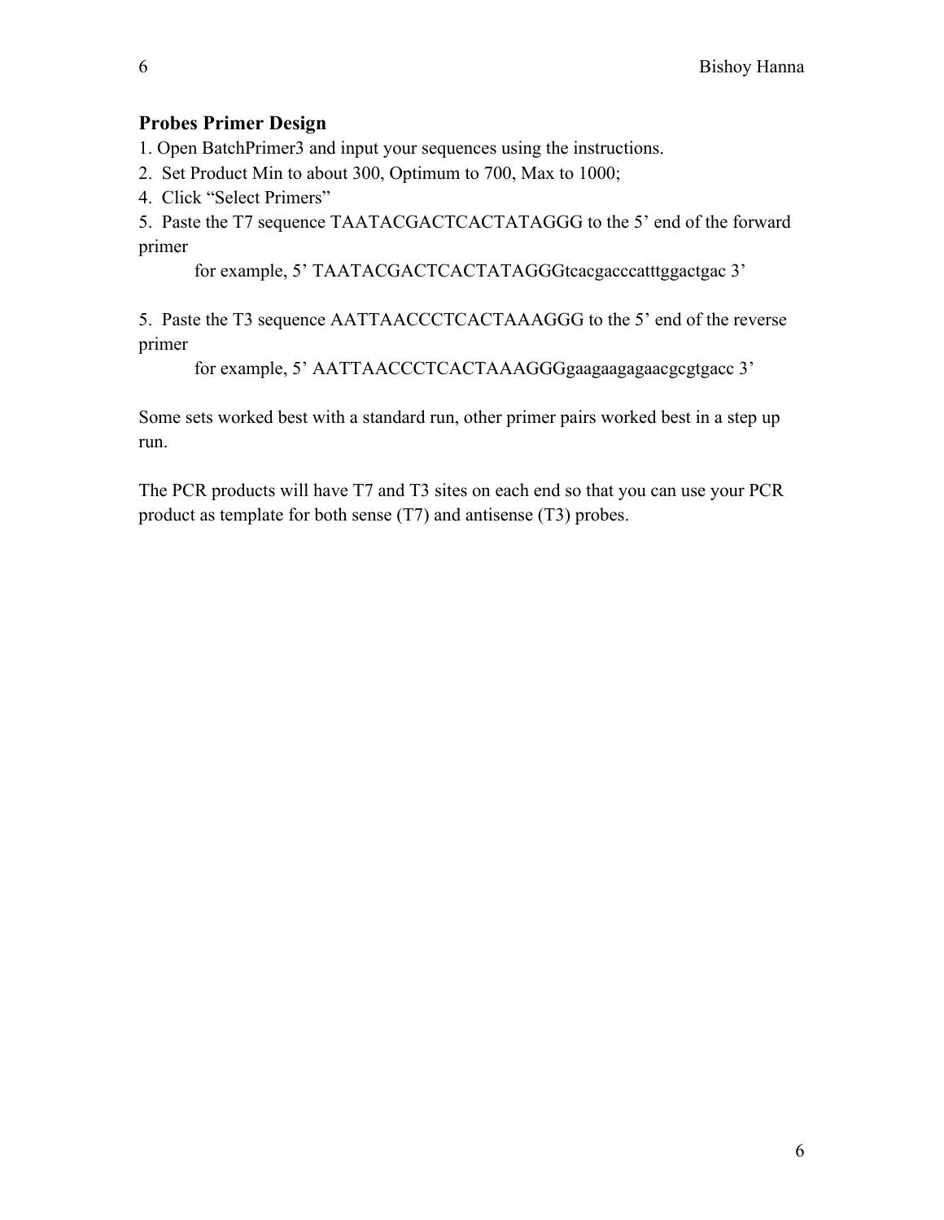## Probes Primer Design

1. Open BatchPrimer3 and input your sequences using the instructions.
2. Set Product Min to about 300, Optimum to 700, Max to 1000;
4. Click "Select Primers"
5. Paste the T7 sequence TAATACGACTCACTATAGGG to the 5' end of the forward primer

   for example, 5' TAATACGACTCACTATAGGGtcacgacccatttggactgac 3'

5. Paste the T3 sequence AATTAACCCTCACTAAAGGG to the 5' end of the reverse primer

   for example, 5' AATTAACCCTCACTAAAGGGgaagaagagaacgcgtgacc 3'

Some sets worked best with a standard run, other primer pairs worked best in a step up run.

The PCR products will have T7 and T3 sites on each end so that you can use your PCR product as template for both sense (T7) and antisense (T3) probes.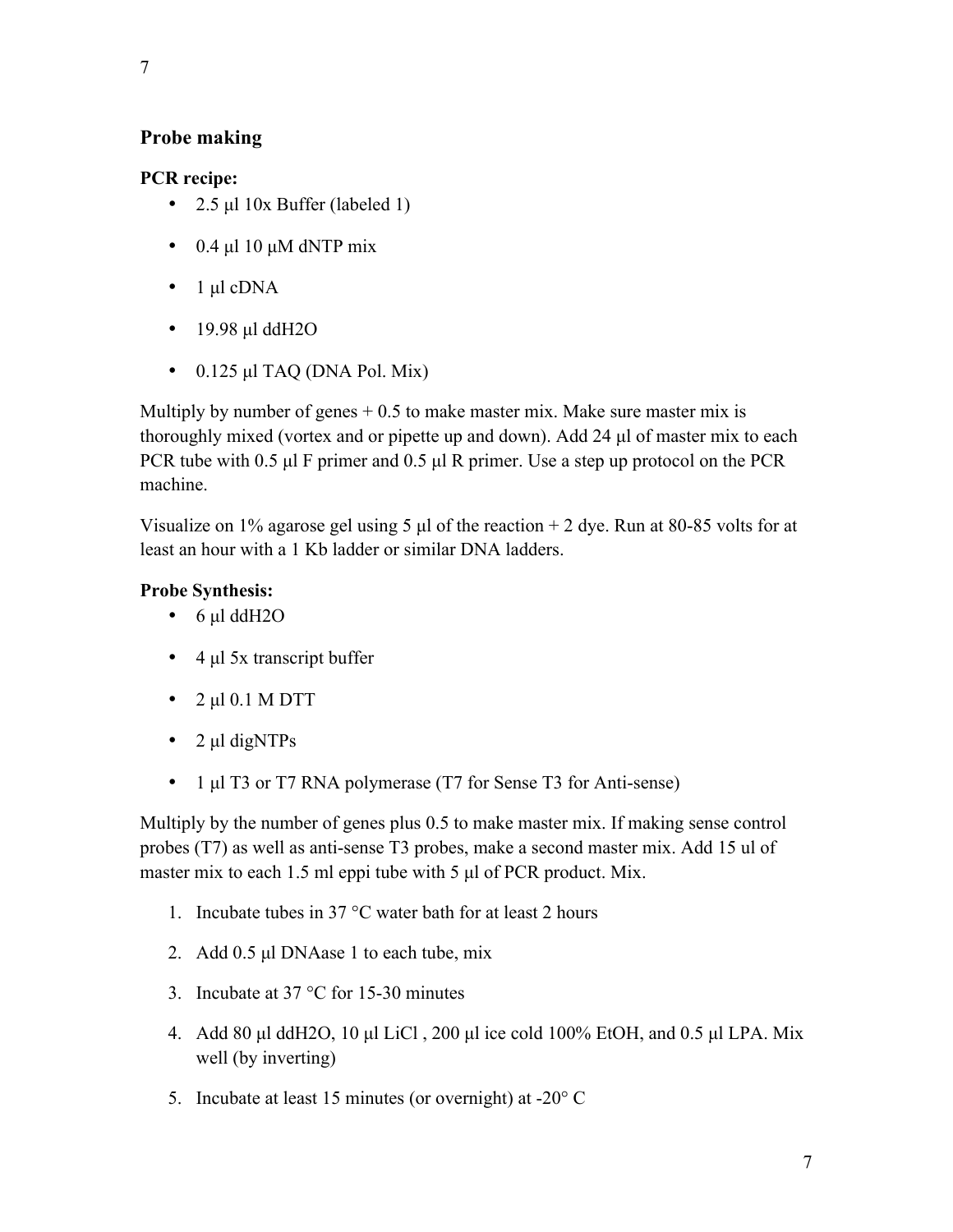## Probe making

**PCR recipe:**

- 2.5 µl 10x Buffer (labeled 1)
- 0.4 µl 10 µM dNTP mix
- 1 µl cDNA
- 19.98 µl ddH2O
- 0.125 µl TAQ (DNA Pol. Mix)

Multiply by number of genes + 0.5 to make master mix. Make sure master mix is thoroughly mixed (vortex and or pipette up and down). Add 24 µl of master mix to each PCR tube with 0.5 µl F primer and 0.5 µl R primer. Use a step up protocol on the PCR machine.

Visualize on 1% agarose gel using 5 µl of the reaction + 2 dye. Run at 80-85 volts for at least an hour with a 1 Kb ladder or similar DNA ladders.

**Probe Synthesis:**

- 6 µl ddH2O
- 4 µl 5x transcript buffer
- 2 µl 0.1 M DTT
- 2 µl digNTPs
- 1 µl T3 or T7 RNA polymerase (T7 for Sense T3 for Anti-sense)

Multiply by the number of genes plus 0.5 to make master mix. If making sense control probes (T7) as well as anti-sense T3 probes, make a second master mix. Add 15 ul of master mix to each 1.5 ml eppi tube with 5 µl of PCR product. Mix.

1. Incubate tubes in 37 °C water bath for at least 2 hours
2. Add 0.5 µl DNAase 1 to each tube, mix
3. Incubate at 37 °C for 15-30 minutes
4. Add 80 µl ddH2O, 10 µl LiCl , 200 µl ice cold 100% EtOH, and 0.5 µl LPA. Mix well (by inverting)
5. Incubate at least 15 minutes (or overnight) at -20° C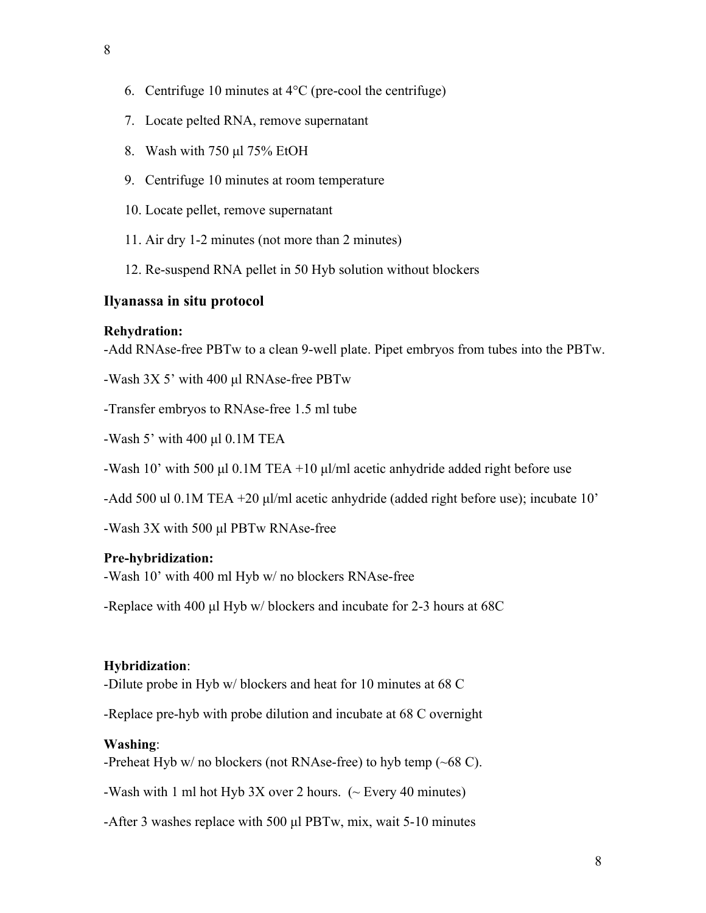6. Centrifuge 10 minutes at 4°C (pre-cool the centrifuge)
7. Locate pelted RNA, remove supernatant
8. Wash with 750 µl 75% EtOH
9. Centrifuge 10 minutes at room temperature
10. Locate pellet, remove supernatant
11. Air dry 1-2 minutes (not more than 2 minutes)
12. Re-suspend RNA pellet in 50 Hyb solution without blockers

## Ilyanassa in situ protocol

**Rehydration:**

-Add RNAse-free PBTw to a clean 9-well plate. Pipet embryos from tubes into the PBTw.

-Wash 3X 5' with 400 µl RNAse-free PBTw

-Transfer embryos to RNAse-free 1.5 ml tube

-Wash 5' with 400 µl 0.1M TEA

-Wash 10' with 500 µl 0.1M TEA +10 µl/ml acetic anhydride added right before use

-Add 500 ul 0.1M TEA +20 µl/ml acetic anhydride (added right before use); incubate 10'

-Wash 3X with 500 µl PBTw RNAse-free

**Pre-hybridization:**

-Wash 10' with 400 ml Hyb w/ no blockers RNAse-free

-Replace with 400 µl Hyb w/ blockers and incubate for 2-3 hours at 68C

**Hybridization**:

-Dilute probe in Hyb w/ blockers and heat for 10 minutes at 68 C

-Replace pre-hyb with probe dilution and incubate at 68 C overnight

**Washing**:

-Preheat Hyb w/ no blockers (not RNAse-free) to hyb temp (~68 C).

-Wash with 1 ml hot Hyb 3X over 2 hours. (~ Every 40 minutes)

-After 3 washes replace with 500 µl PBTw, mix, wait 5-10 minutes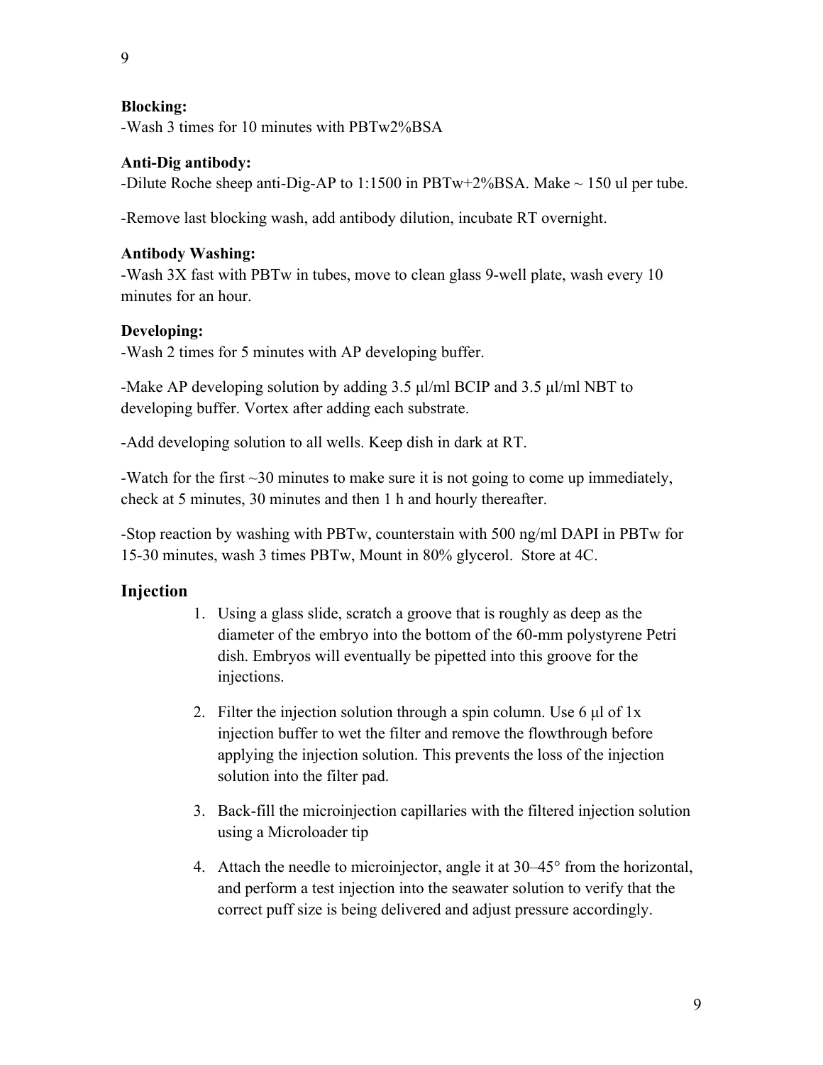**Blocking:**
-Wash 3 times for 10 minutes with PBTw2%BSA

**Anti-Dig antibody:**
-Dilute Roche sheep anti-Dig-AP to 1:1500 in PBTw+2%BSA. Make ~ 150 ul per tube.

-Remove last blocking wash, add antibody dilution, incubate RT overnight.

**Antibody Washing:**
-Wash 3X fast with PBTw in tubes, move to clean glass 9-well plate, wash every 10 minutes for an hour.

**Developing:**
-Wash 2 times for 5 minutes with AP developing buffer.

-Make AP developing solution by adding 3.5 μl/ml BCIP and 3.5 μl/ml NBT to developing buffer. Vortex after adding each substrate.

-Add developing solution to all wells. Keep dish in dark at RT.

-Watch for the first ~30 minutes to make sure it is not going to come up immediately, check at 5 minutes, 30 minutes and then 1 h and hourly thereafter.

-Stop reaction by washing with PBTw, counterstain with 500 ng/ml DAPI in PBTw for 15-30 minutes, wash 3 times PBTw, Mount in 80% glycerol. Store at 4C.

## Injection

1. Using a glass slide, scratch a groove that is roughly as deep as the diameter of the embryo into the bottom of the 60-mm polystyrene Petri dish. Embryos will eventually be pipetted into this groove for the injections.
2. Filter the injection solution through a spin column. Use 6 μl of 1x injection buffer to wet the filter and remove the flowthrough before applying the injection solution. This prevents the loss of the injection solution into the filter pad.
3. Back-fill the microinjection capillaries with the filtered injection solution using a Microloader tip
4. Attach the needle to microinjector, angle it at 30–45° from the horizontal, and perform a test injection into the seawater solution to verify that the correct puff size is being delivered and adjust pressure accordingly.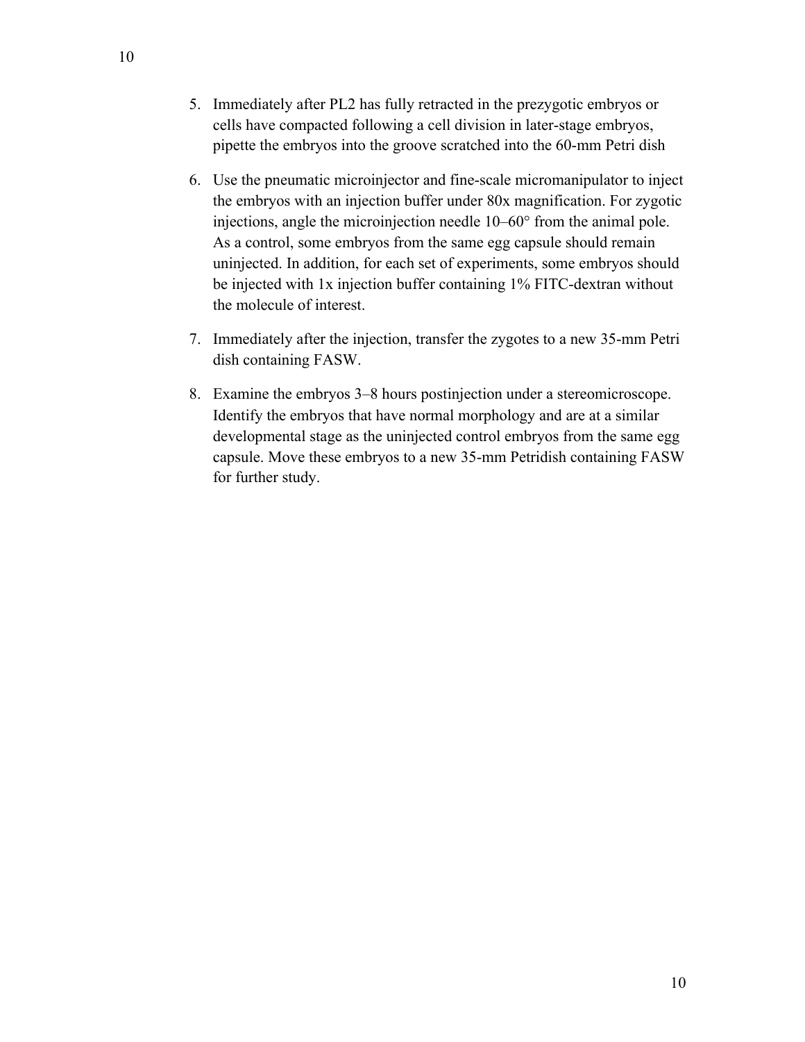5. Immediately after PL2 has fully retracted in the prezygotic embryos or cells have compacted following a cell division in later-stage embryos, pipette the embryos into the groove scratched into the 60-mm Petri dish

6. Use the pneumatic microinjector and fine-scale micromanipulator to inject the embryos with an injection buffer under 80x magnification. For zygotic injections, angle the microinjection needle 10–60° from the animal pole. As a control, some embryos from the same egg capsule should remain uninjected. In addition, for each set of experiments, some embryos should be injected with 1x injection buffer containing 1% FITC-dextran without the molecule of interest.

7. Immediately after the injection, transfer the zygotes to a new 35-mm Petri dish containing FASW.

8. Examine the embryos 3–8 hours postinjection under a stereomicroscope. Identify the embryos that have normal morphology and are at a similar developmental stage as the uninjected control embryos from the same egg capsule. Move these embryos to a new 35-mm Petridish containing FASW for further study.